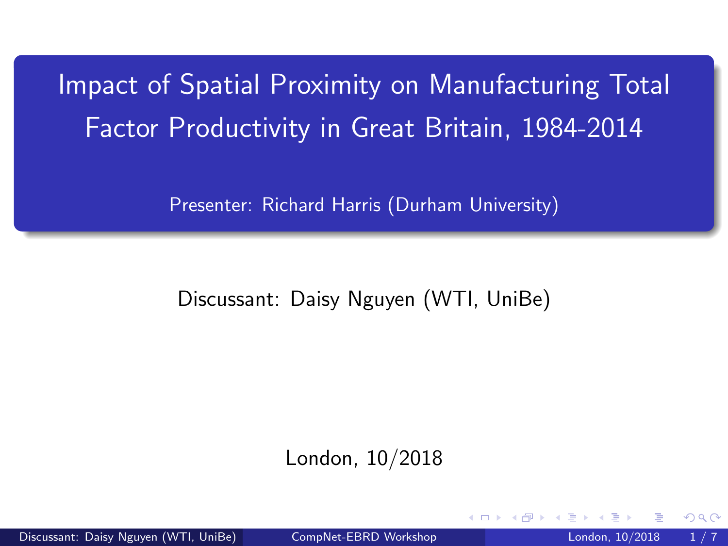# Impact of Spatial Proximity on Manufacturing Total Factor Productivity in Great Britain, 1984-2014

Presenter: Richard Harris (Durham University)

Discussant: Daisy Nguyen (WTI, UniBe)

London, 10/2018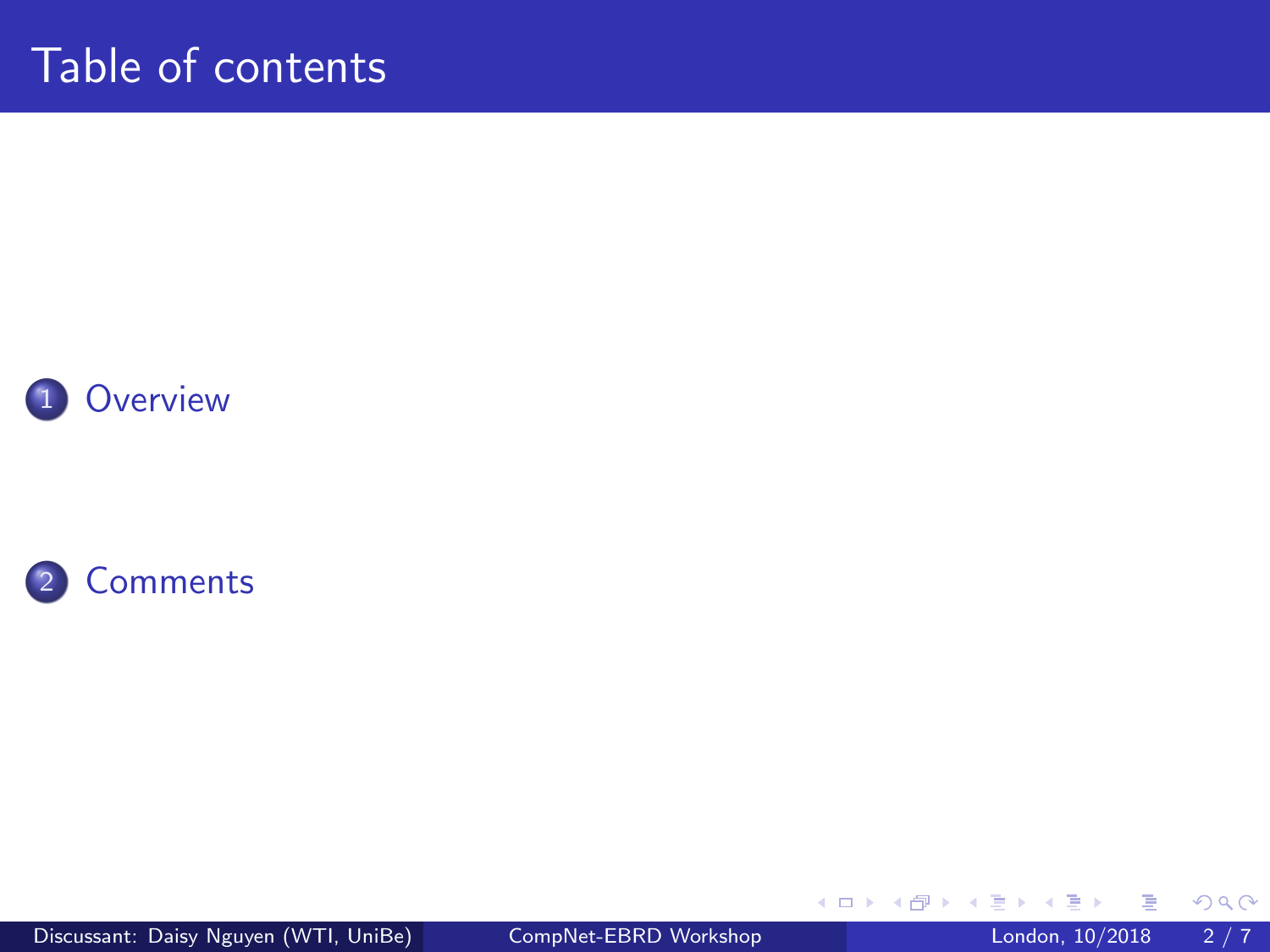# Table of contents

1. Overview

2. Comments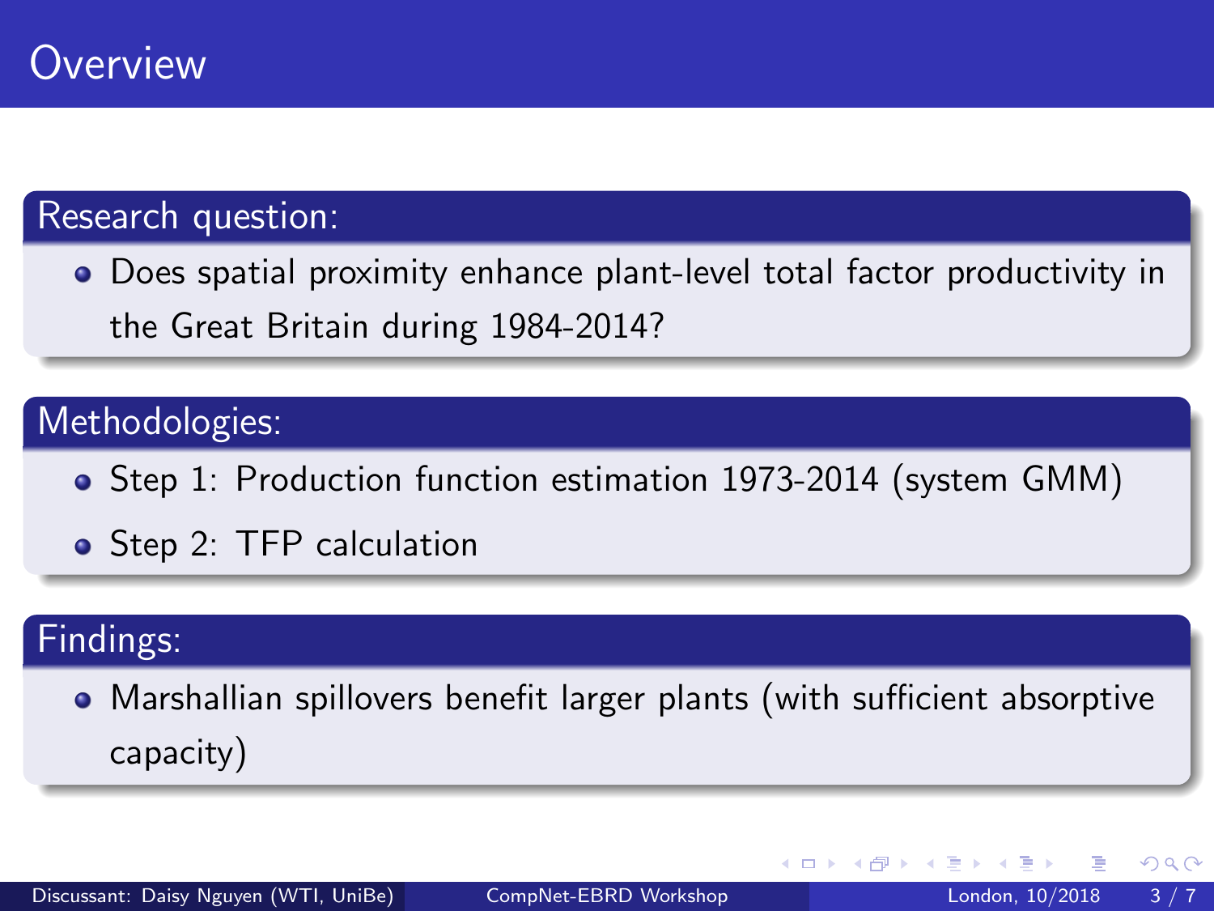# Overview

## Research question:

- Does spatial proximity enhance plant-level total factor productivity in the Great Britain during 1984-2014?

## Methodologies:

- Step 1: Production function estimation 1973-2014 (system GMM)
- Step 2: TFP calculation

## Findings:

- Marshallian spillovers benefit larger plants (with sufficient absorptive capacity)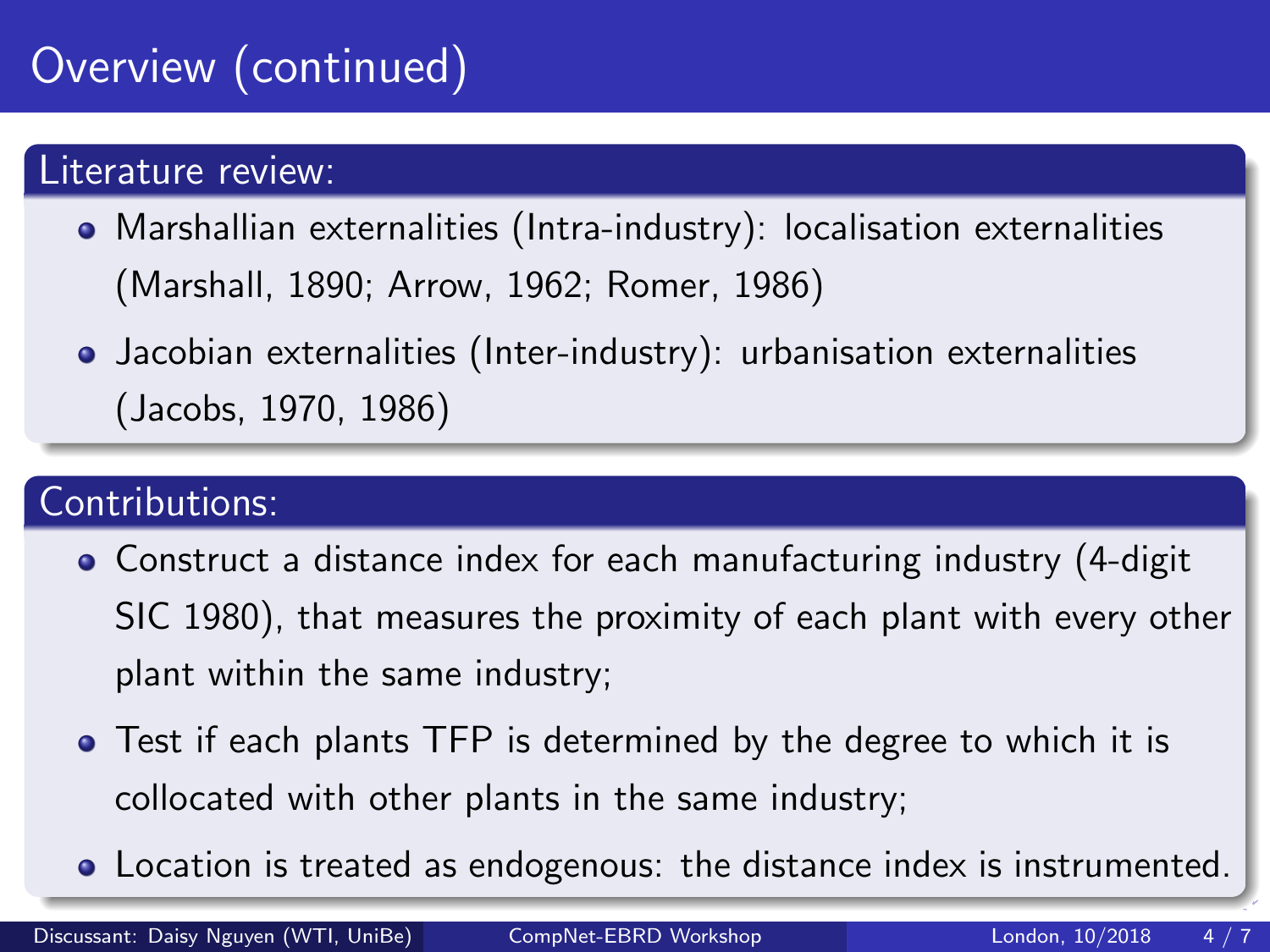# Overview (continued)

## Literature review:

- Marshallian externalities (Intra-industry): localisation externalities (Marshall, 1890; Arrow, 1962; Romer, 1986)
- Jacobian externalities (Inter-industry): urbanisation externalities (Jacobs, 1970, 1986)

## Contributions:

- Construct a distance index for each manufacturing industry (4-digit SIC 1980), that measures the proximity of each plant with every other plant within the same industry;
- Test if each plants TFP is determined by the degree to which it is collocated with other plants in the same industry;
- Location is treated as endogenous: the distance index is instrumented.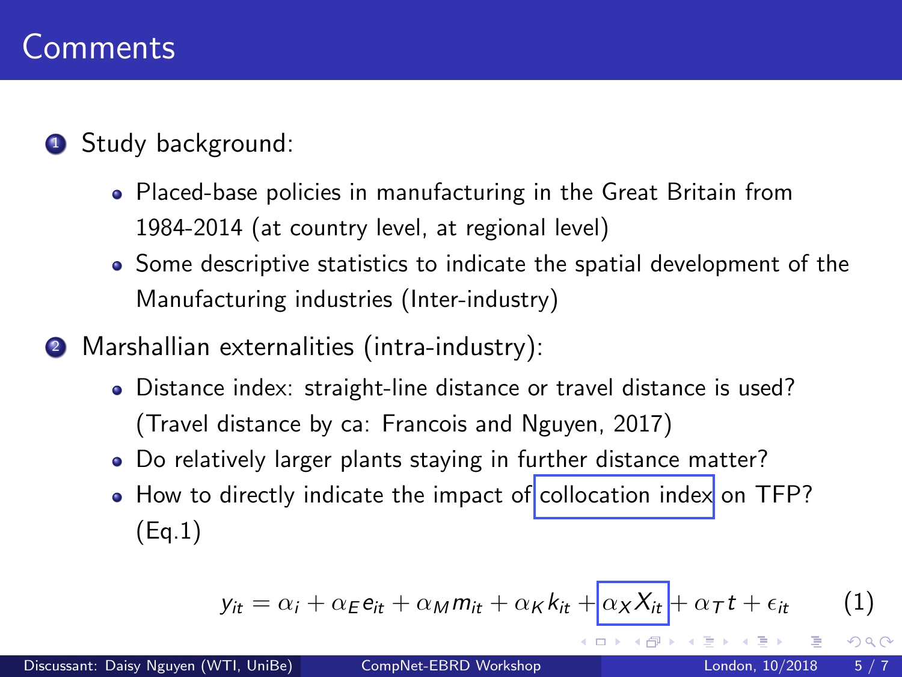# Comments

1. Study background:
   - Placed-base policies in manufacturing in the Great Britain from 1984-2014 (at country level, at regional level)
   - Some descriptive statistics to indicate the spatial development of the Manufacturing industries (Inter-industry)
2. Marshallian externalities (intra-industry):
   - Distance index: straight-line distance or travel distance is used? (Travel distance by ca: Francois and Nguyen, 2017)
   - Do relatively larger plants staying in further distance matter?
   - How to directly indicate the impact of collocation index on TFP? (Eq.1)

$$y_{it} = \alpha_i + \alpha_E e_{it} + \alpha_M m_{it} + \alpha_K k_{it} + \alpha_X X_{it} + \alpha_T t + \epsilon_{it} \tag{1}$$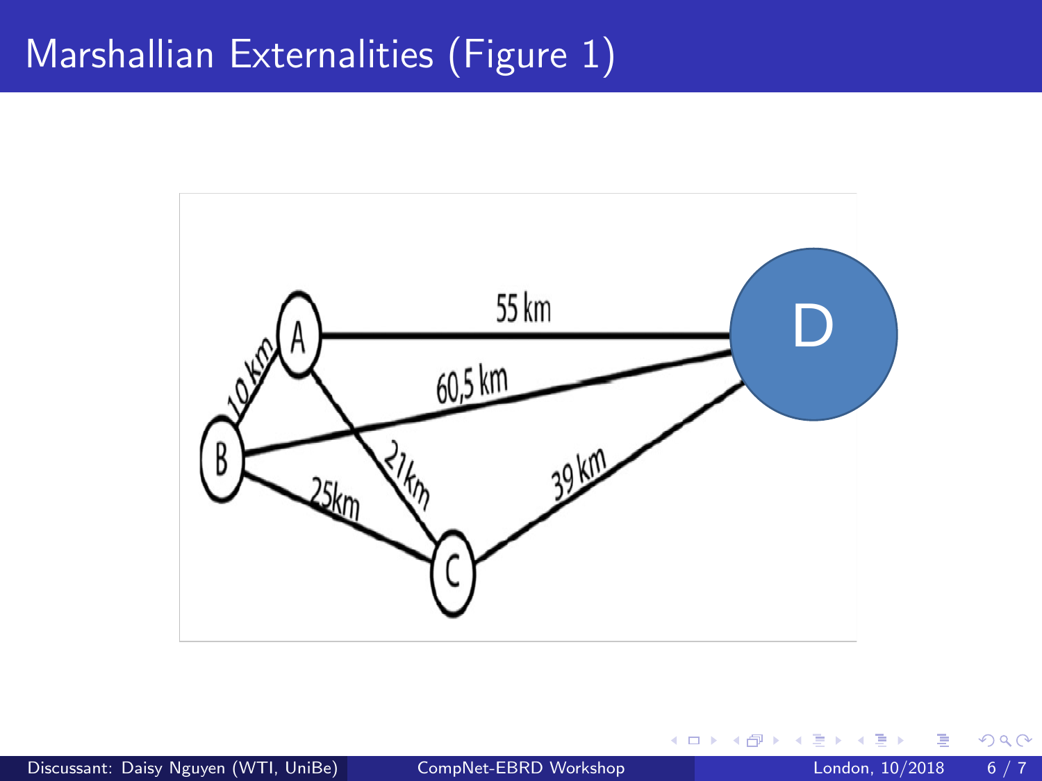# Marshallian Externalities (Figure 1)

55 km

60,5 km

10 km

21km

25km

39 km

A

B

C

D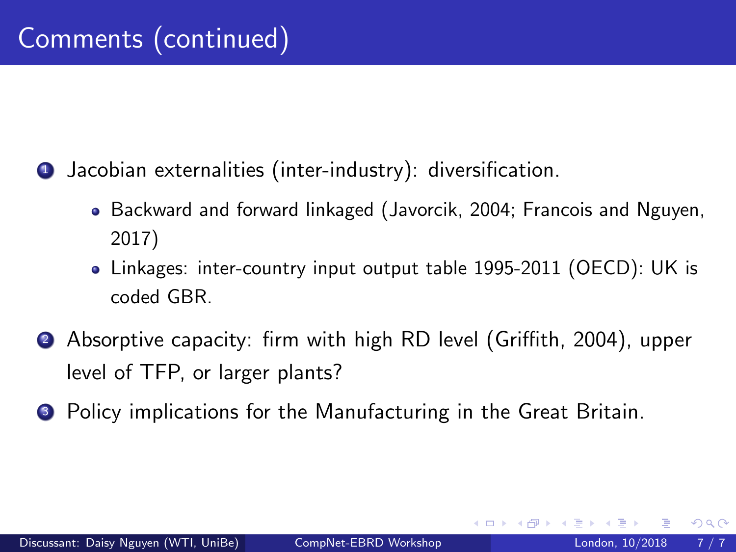# Comments (continued)

1. Jacobian externalities (inter-industry): diversification.
   - Backward and forward linkaged (Javorcik, 2004; Francois and Nguyen, 2017)
   - Linkages: inter-country input output table 1995-2011 (OECD): UK is coded GBR.
2. Absorptive capacity: firm with high RD level (Griffith, 2004), upper level of TFP, or larger plants?
3. Policy implications for the Manufacturing in the Great Britain.